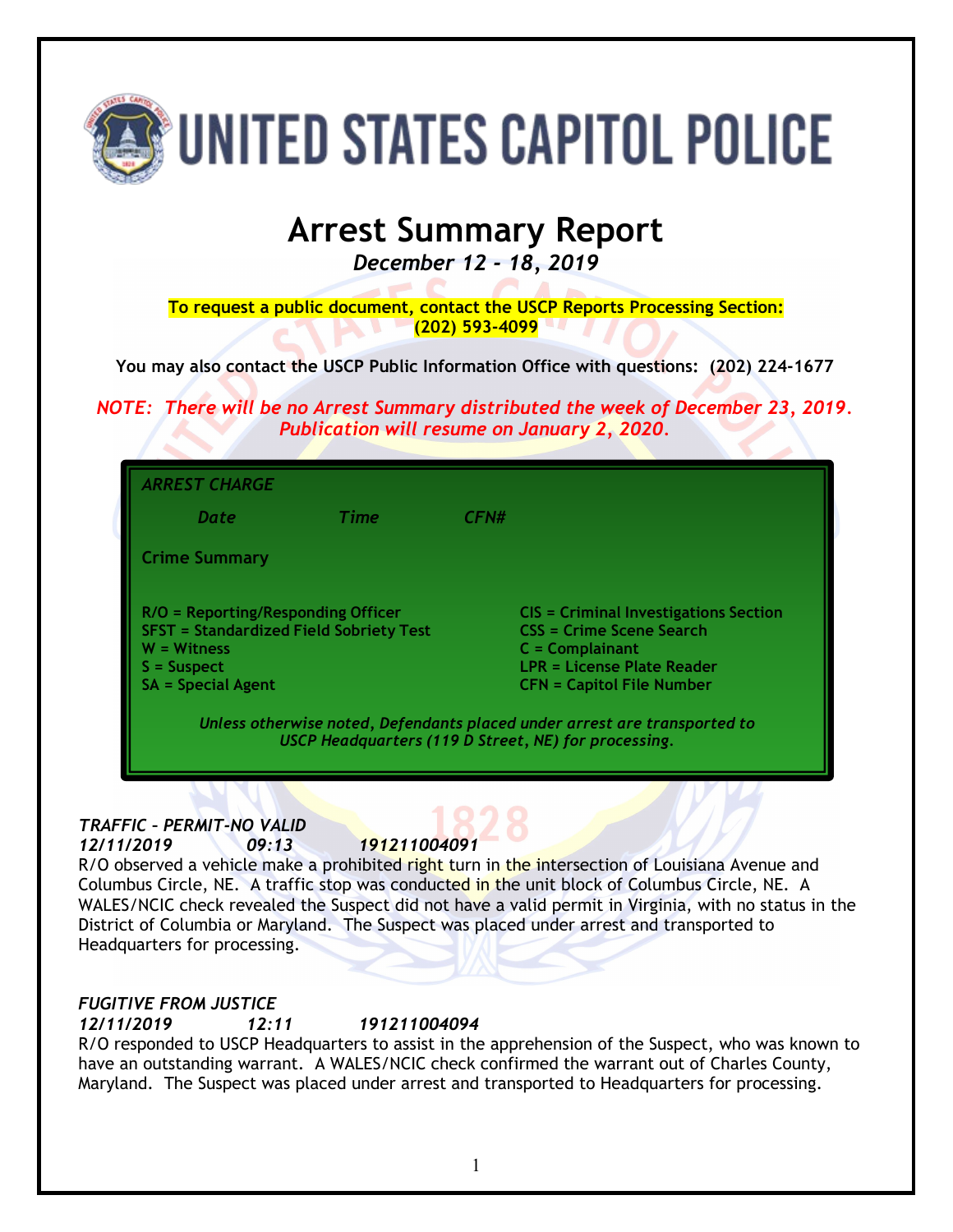# UNITED STATES CAPITOL POLICE

# Arrest Summary Report

*December 12 - 18, 2019*

**To request a public document, contact the USCP Reports Processing Section: (202) 593-4099**

**You may also contact the USCP Public Information Office with questions: (202) 224-1677**

***NOTE: There will be no Arrest Summary distributed the week of December 23, 2019. Publication will resume on January 2, 2020.***

***ARREST CHARGE***

***Date Time CFN#***

**Crime Summary**

**R/O = Reporting/Responding Officer**
**SFST = Standardized Field Sobriety Test**
**W = Witness**
**S = Suspect**
**SA = Special Agent**
**CIS = Criminal Investigations Section**
**CSS = Crime Scene Search**
**C = Complainant**
**LPR = License Plate Reader**
**CFN = Capitol File Number**

***Unless otherwise noted, Defendants placed under arrest are transported to USCP Headquarters (119 D Street, NE) for processing.***

***TRAFFIC – PERMIT-NO VALID***
***12/11/2019 09:13 191211004091***

R/O observed a vehicle make a prohibited right turn in the intersection of Louisiana Avenue and Columbus Circle, NE. A traffic stop was conducted in the unit block of Columbus Circle, NE. A WALES/NCIC check revealed the Suspect did not have a valid permit in Virginia, with no status in the District of Columbia or Maryland. The Suspect was placed under arrest and transported to Headquarters for processing.

***FUGITIVE FROM JUSTICE***
***12/11/2019 12:11 191211004094***

R/O responded to USCP Headquarters to assist in the apprehension of the Suspect, who was known to have an outstanding warrant. A WALES/NCIC check confirmed the warrant out of Charles County, Maryland. The Suspect was placed under arrest and transported to Headquarters for processing.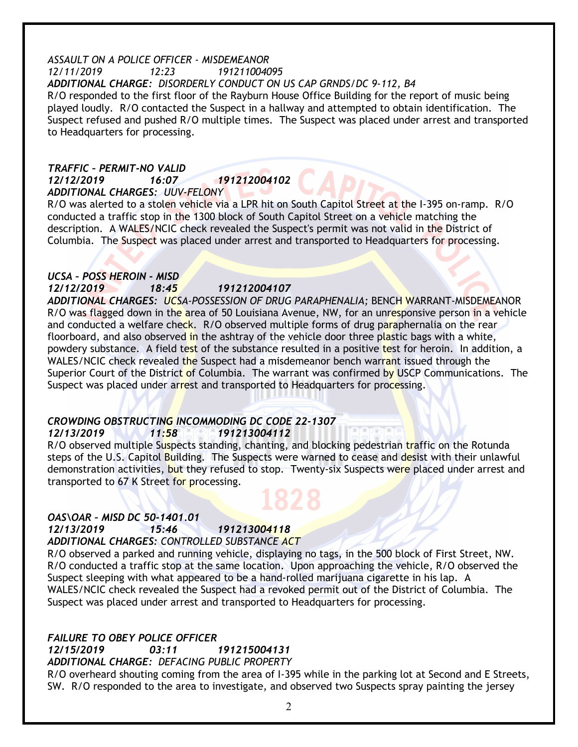*ASSAULT ON A POLICE OFFICER - MISDEMEANOR*
*12/11/2019 12:23 191211004095*
***ADDITIONAL CHARGE:** DISORDERLY CONDUCT ON US CAP GRNDS/DC 9-112, B4*
R/O responded to the first floor of the Rayburn House Office Building for the report of music being played loudly. R/O contacted the Suspect in a hallway and attempted to obtain identification. The Suspect refused and pushed R/O multiple times. The Suspect was placed under arrest and transported to Headquarters for processing.

***TRAFFIC – PERMIT-NO VALID***
***12/12/2019 16:07 191212004102***
***ADDITIONAL CHARGES:** UUV-FELONY*
R/O was alerted to a stolen vehicle via a LPR hit on South Capitol Street at the I-395 on-ramp. R/O conducted a traffic stop in the 1300 block of South Capitol Street on a vehicle matching the description. A WALES/NCIC check revealed the Suspect's permit was not valid in the District of Columbia. The Suspect was placed under arrest and transported to Headquarters for processing.

***UCSA – POSS HEROIN - MISD***
***12/12/2019 18:45 191212004107***
***ADDITIONAL CHARGES:** UCSA-POSSESSION OF DRUG PARAPHENALIA;* BENCH WARRANT-MISDEMEANOR
R/O was flagged down in the area of 50 Louisiana Avenue, NW, for an unresponsive person in a vehicle and conducted a welfare check. R/O observed multiple forms of drug paraphernalia on the rear floorboard, and also observed in the ashtray of the vehicle door three plastic bags with a white, powdery substance. A field test of the substance resulted in a positive test for heroin. In addition, a WALES/NCIC check revealed the Suspect had a misdemeanor bench warrant issued through the Superior Court of the District of Columbia. The warrant was confirmed by USCP Communications. The Suspect was placed under arrest and transported to Headquarters for processing.

***CROWDING OBSTRUCTING INCOMMODING DC CODE 22-1307***
***12/13/2019 11:58 191213004112***
R/O observed multiple Suspects standing, chanting, and blocking pedestrian traffic on the Rotunda steps of the U.S. Capitol Building. The Suspects were warned to cease and desist with their unlawful demonstration activities, but they refused to stop. Twenty-six Suspects were placed under arrest and transported to 67 K Street for processing.

***OAS\OAR – MISD DC 50-1401.01***
***12/13/2019 15:46 191213004118***
***ADDITIONAL CHARGES:** CONTROLLED SUBSTANCE ACT*
R/O observed a parked and running vehicle, displaying no tags, in the 500 block of First Street, NW. R/O conducted a traffic stop at the same location. Upon approaching the vehicle, R/O observed the Suspect sleeping with what appeared to be a hand-rolled marijuana cigarette in his lap. A WALES/NCIC check revealed the Suspect had a revoked permit out of the District of Columbia. The Suspect was placed under arrest and transported to Headquarters for processing.

***FAILURE TO OBEY POLICE OFFICER***
***12/15/2019 03:11 191215004131***
***ADDITIONAL CHARGE:** DEFACING PUBLIC PROPERTY*
R/O overheard shouting coming from the area of I-395 while in the parking lot at Second and E Streets, SW. R/O responded to the area to investigate, and observed two Suspects spray painting the jersey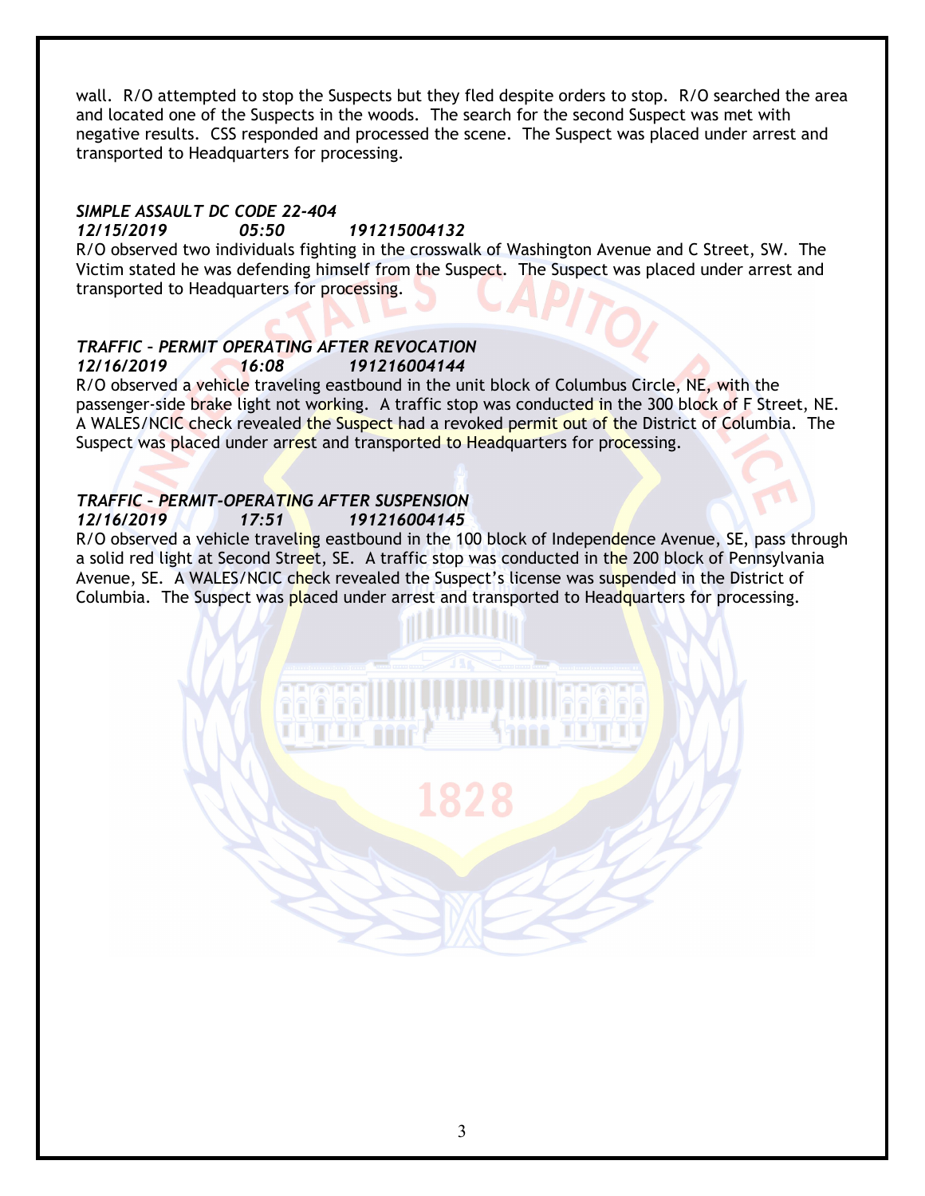wall. R/O attempted to stop the Suspects but they fled despite orders to stop. R/O searched the area and located one of the Suspects in the woods. The search for the second Suspect was met with negative results. CSS responded and processed the scene. The Suspect was placed under arrest and transported to Headquarters for processing.

### *SIMPLE ASSAULT DC CODE 22-404*
***12/15/2019 05:50 191215004132***

R/O observed two individuals fighting in the crosswalk of Washington Avenue and C Street, SW. The Victim stated he was defending himself from the Suspect. The Suspect was placed under arrest and transported to Headquarters for processing.

### *TRAFFIC – PERMIT OPERATING AFTER REVOCATION*
***12/16/2019 16:08 191216004144***

R/O observed a vehicle traveling eastbound in the unit block of Columbus Circle, NE, with the passenger-side brake light not working. A traffic stop was conducted in the 300 block of F Street, NE. A WALES/NCIC check revealed the Suspect had a revoked permit out of the District of Columbia. The Suspect was placed under arrest and transported to Headquarters for processing.

### *TRAFFIC – PERMIT-OPERATING AFTER SUSPENSION*
***12/16/2019 17:51 191216004145***

R/O observed a vehicle traveling eastbound in the 100 block of Independence Avenue, SE, pass through a solid red light at Second Street, SE. A traffic stop was conducted in the 200 block of Pennsylvania Avenue, SE. A WALES/NCIC check revealed the Suspect's license was suspended in the District of Columbia. The Suspect was placed under arrest and transported to Headquarters for processing.